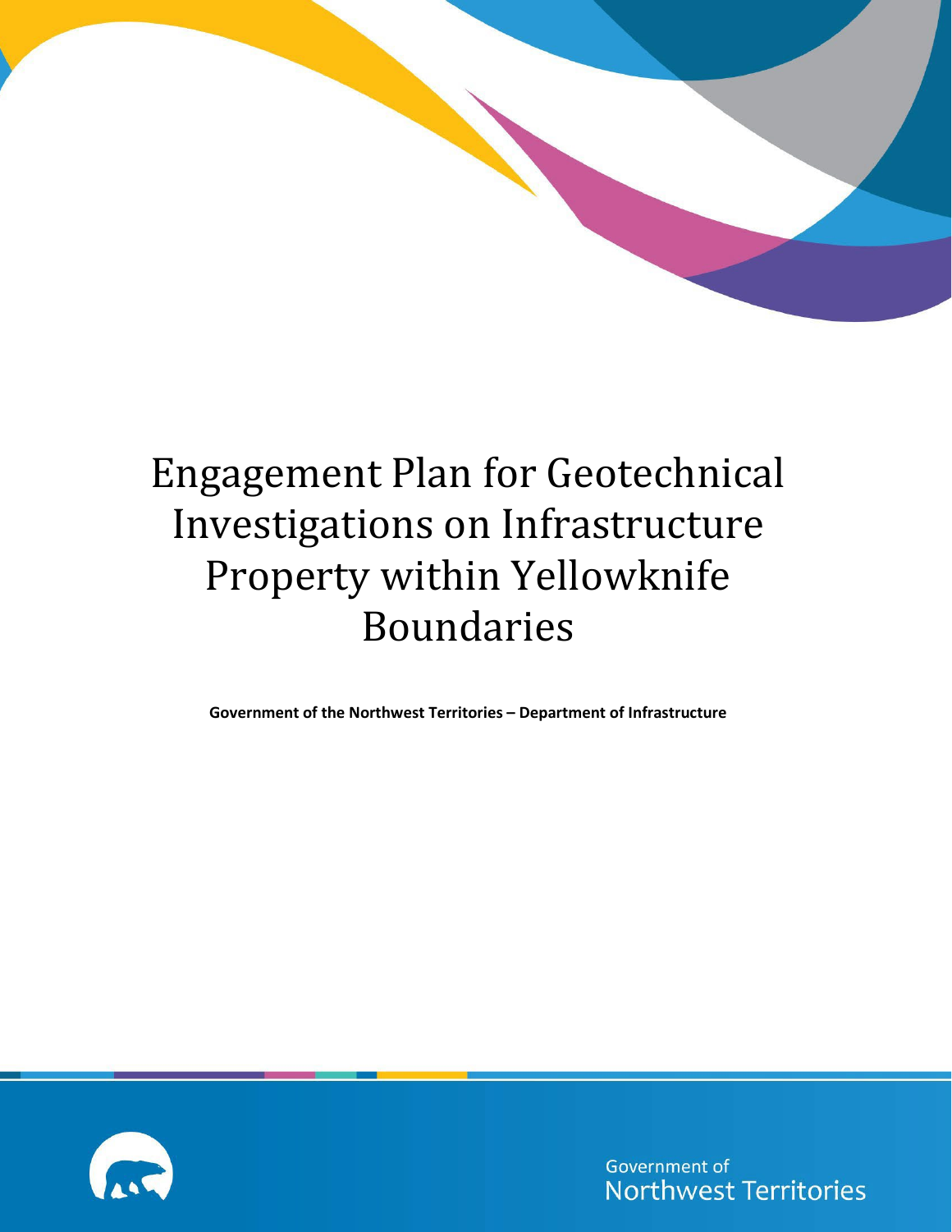# Engagement Plan for Geotechnical Investigations on Infrastructure Property within Yellowknife Boundaries

**Government of the Northwest Territories – Department of Infrastructure**

Government of Northwest Territories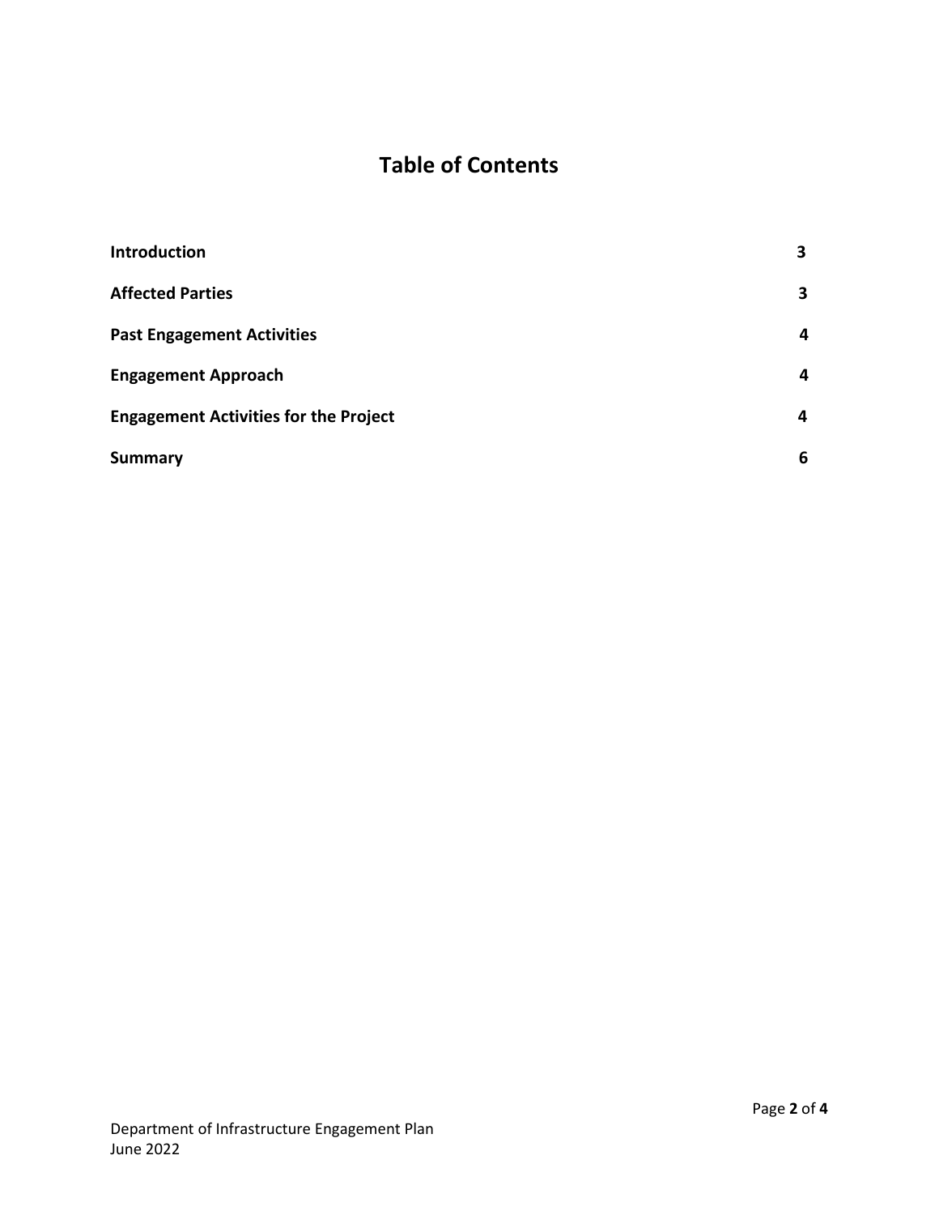# Table of Contents

| | |
|---|---|
| **Introduction** | **3** |
| **Affected Parties** | **3** |
| **Past Engagement Activities** | **4** |
| **Engagement Approach** | **4** |
| **Engagement Activities for the Project** | **4** |
| **Summary** | **6** |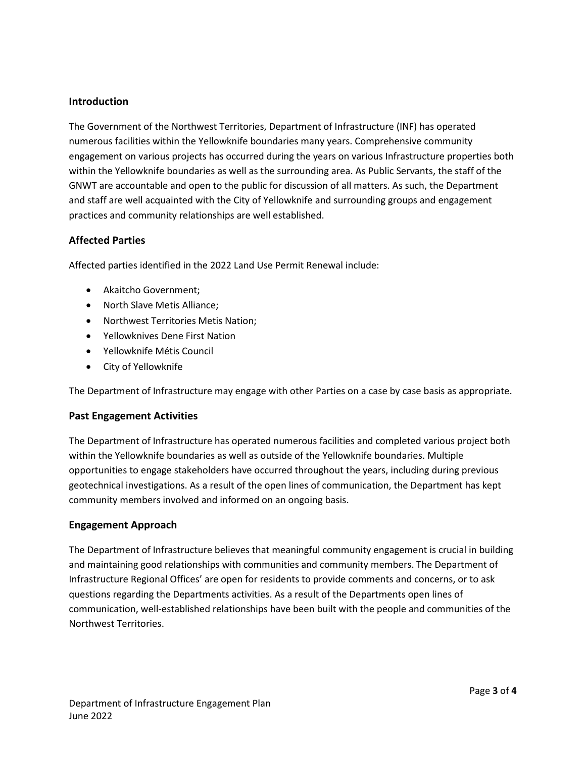## Introduction

The Government of the Northwest Territories, Department of Infrastructure (INF) has operated numerous facilities within the Yellowknife boundaries many years. Comprehensive community engagement on various projects has occurred during the years on various Infrastructure properties both within the Yellowknife boundaries as well as the surrounding area. As Public Servants, the staff of the GNWT are accountable and open to the public for discussion of all matters. As such, the Department and staff are well acquainted with the City of Yellowknife and surrounding groups and engagement practices and community relationships are well established.

## Affected Parties

Affected parties identified in the 2022 Land Use Permit Renewal include:

- Akaitcho Government;
- North Slave Metis Alliance;
- Northwest Territories Metis Nation;
- Yellowknives Dene First Nation
- Yellowknife Métis Council
- City of Yellowknife

The Department of Infrastructure may engage with other Parties on a case by case basis as appropriate.

## Past Engagement Activities

The Department of Infrastructure has operated numerous facilities and completed various project both within the Yellowknife boundaries as well as outside of the Yellowknife boundaries. Multiple opportunities to engage stakeholders have occurred throughout the years, including during previous geotechnical investigations. As a result of the open lines of communication, the Department has kept community members involved and informed on an ongoing basis.

## Engagement Approach

The Department of Infrastructure believes that meaningful community engagement is crucial in building and maintaining good relationships with communities and community members. The Department of Infrastructure Regional Offices' are open for residents to provide comments and concerns, or to ask questions regarding the Departments activities. As a result of the Departments open lines of communication, well-established relationships have been built with the people and communities of the Northwest Territories.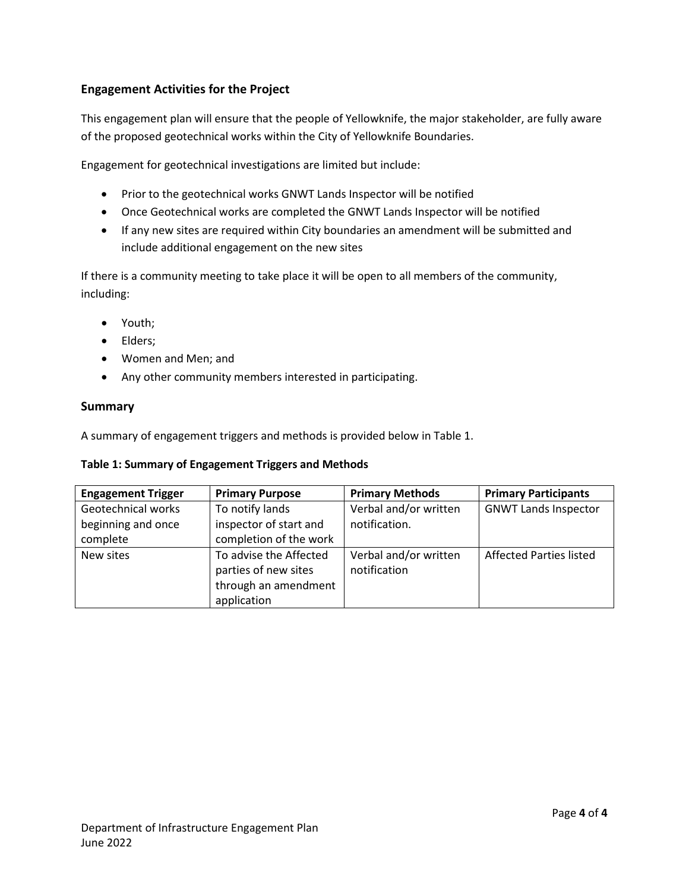## Engagement Activities for the Project

This engagement plan will ensure that the people of Yellowknife, the major stakeholder, are fully aware of the proposed geotechnical works within the City of Yellowknife Boundaries.

Engagement for geotechnical investigations are limited but include:

- Prior to the geotechnical works GNWT Lands Inspector will be notified
- Once Geotechnical works are completed the GNWT Lands Inspector will be notified
- If any new sites are required within City boundaries an amendment will be submitted and include additional engagement on the new sites

If there is a community meeting to take place it will be open to all members of the community, including:

- Youth;
- Elders;
- Women and Men; and
- Any other community members interested in participating.

## Summary

A summary of engagement triggers and methods is provided below in Table 1.

**Table 1: Summary of Engagement Triggers and Methods**

| Engagement Trigger | Primary Purpose | Primary Methods | Primary Participants |
|---|---|---|---|
| Geotechnical works beginning and once complete | To notify lands inspector of start and completion of the work | Verbal and/or written notification. | GNWT Lands Inspector |
| New sites | To advise the Affected parties of new sites through an amendment application | Verbal and/or written notification | Affected Parties listed |

Department of Infrastructure Engagement Plan
June 2022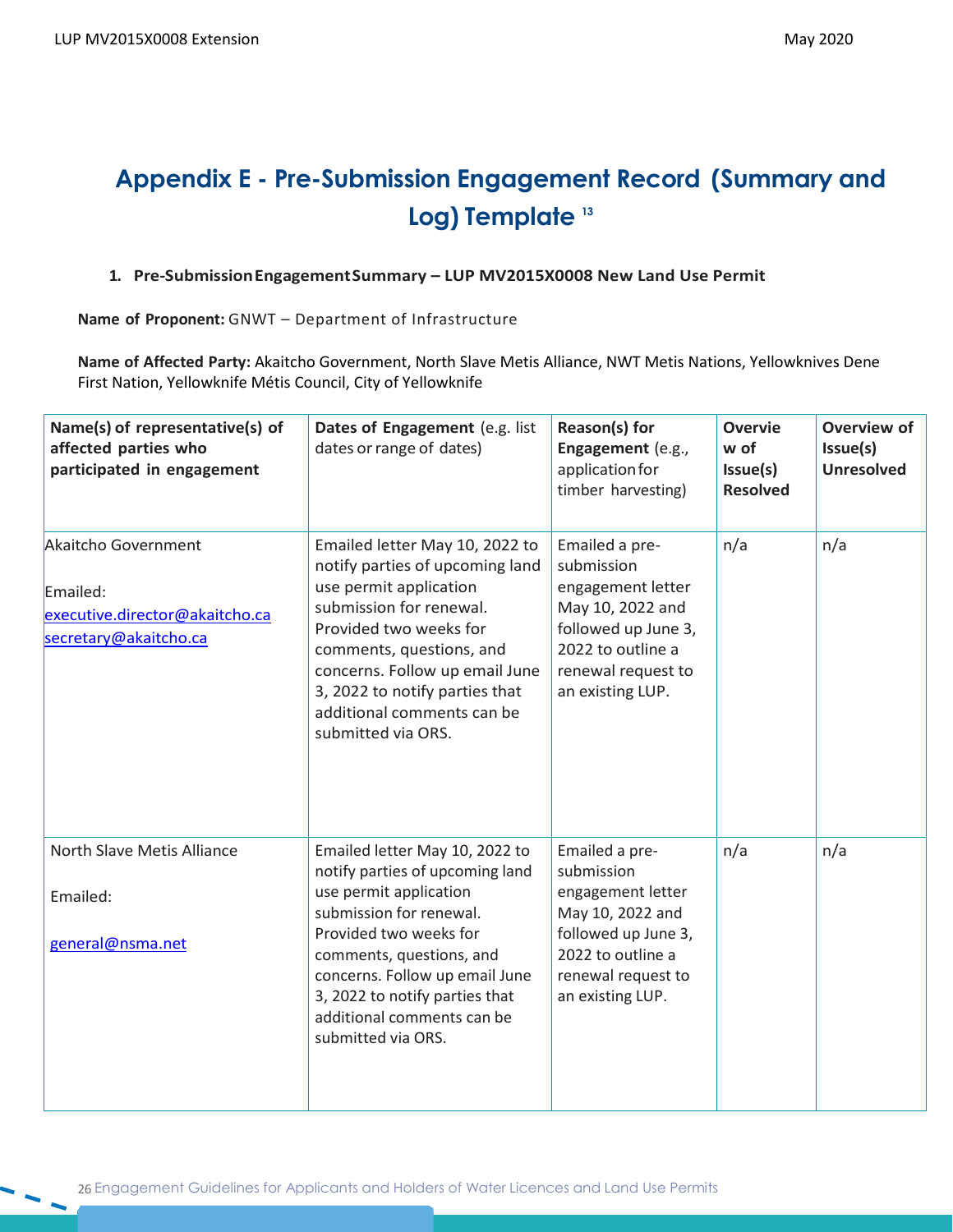# Appendix E - Pre-Submission Engagement Record (Summary and Log) Template [13]

1. **Pre-Submission Engagement Summary – LUP MV2015X0008 New Land Use Permit**

**Name of Proponent:** GNWT – Department of Infrastructure

**Name of Affected Party:** Akaitcho Government, North Slave Metis Alliance, NWT Metis Nations, Yellowknives Dene First Nation, Yellowknife Métis Council, City of Yellowknife

| **Name(s) of representative(s) of affected parties who participated in engagement** | **Dates of Engagement** (e.g. list dates or range of dates) | **Reason(s) for Engagement** (e.g., application for timber harvesting) | **Overview of Issue(s) Resolved** | **Overview of Issue(s) Unresolved** |
|---|---|---|---|---|
| Akaitcho Government<br><br>Emailed:<br>executive.director@akaitcho.ca<br>secretary@akaitcho.ca | Emailed letter May 10, 2022 to notify parties of upcoming land use permit application submission for renewal. Provided two weeks for comments, questions, and concerns. Follow up email June 3, 2022 to notify parties that additional comments can be submitted via ORS. | Emailed a pre-submission engagement letter May 10, 2022 and followed up June 3, 2022 to outline a renewal request to an existing LUP. | n/a | n/a |
| North Slave Metis Alliance<br><br>Emailed:<br><br>general@nsma.net | Emailed letter May 10, 2022 to notify parties of upcoming land use permit application submission for renewal. Provided two weeks for comments, questions, and concerns. Follow up email June 3, 2022 to notify parties that additional comments can be submitted via ORS. | Emailed a pre-submission engagement letter May 10, 2022 and followed up June 3, 2022 to outline a renewal request to an existing LUP. | n/a | n/a |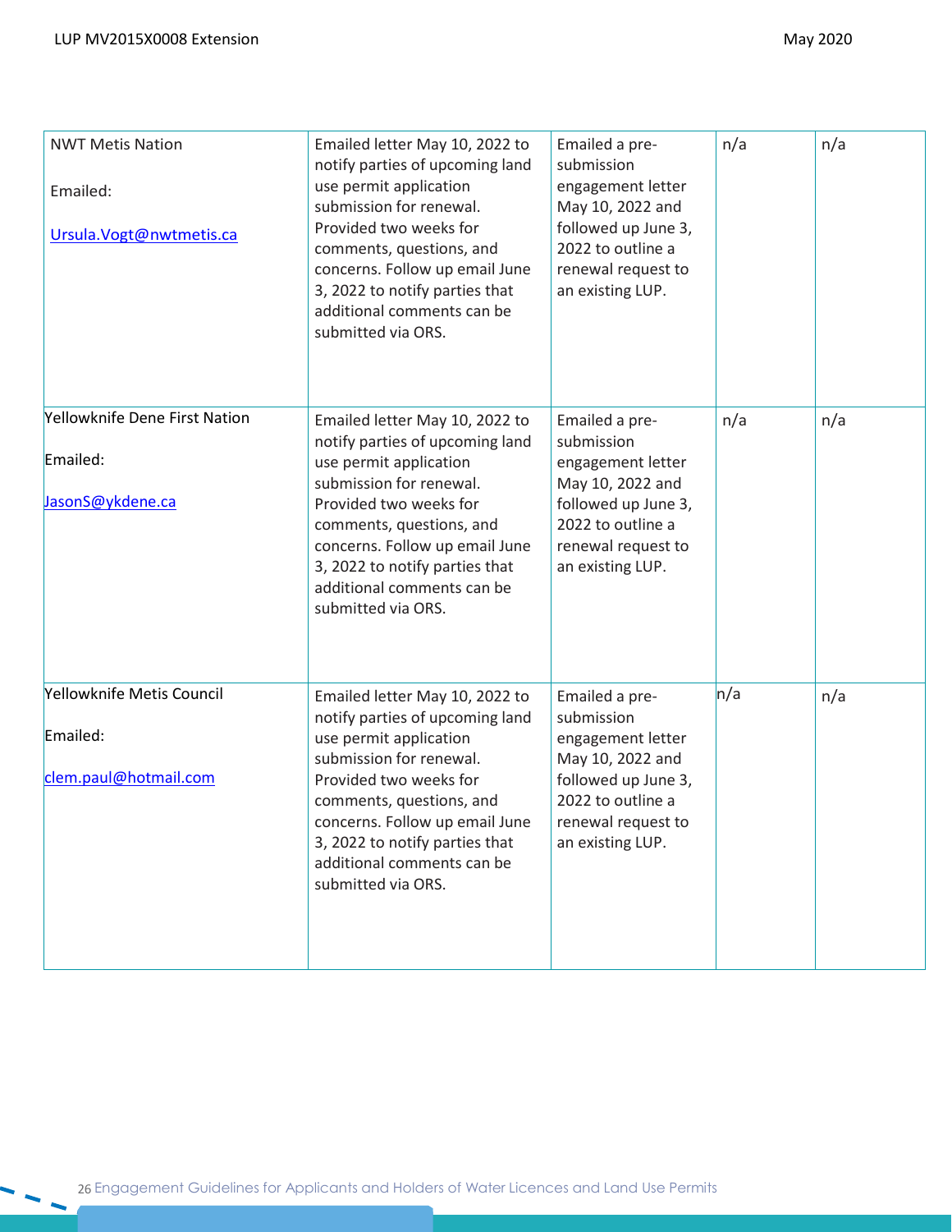| | | | | |
|---|---|---|---|---|
| NWT Metis Nation<br><br>Emailed:<br><br>Ursula.Vogt@nwtmetis.ca | Emailed letter May 10, 2022 to notify parties of upcoming land use permit application submission for renewal. Provided two weeks for comments, questions, and concerns. Follow up email June 3, 2022 to notify parties that additional comments can be submitted via ORS. | Emailed a pre-submission engagement letter May 10, 2022 and followed up June 3, 2022 to outline a renewal request to an existing LUP. | n/a | n/a |
| Yellowknife Dene First Nation<br><br>Emailed:<br><br>JasonS@ykdene.ca | Emailed letter May 10, 2022 to notify parties of upcoming land use permit application submission for renewal. Provided two weeks for comments, questions, and concerns. Follow up email June 3, 2022 to notify parties that additional comments can be submitted via ORS. | Emailed a pre-submission engagement letter May 10, 2022 and followed up June 3, 2022 to outline a renewal request to an existing LUP. | n/a | n/a |
| Yellowknife Metis Council<br><br>Emailed:<br><br>clem.paul@hotmail.com | Emailed letter May 10, 2022 to notify parties of upcoming land use permit application submission for renewal. Provided two weeks for comments, questions, and concerns. Follow up email June 3, 2022 to notify parties that additional comments can be submitted via ORS. | Emailed a pre-submission engagement letter May 10, 2022 and followed up June 3, 2022 to outline a renewal request to an existing LUP. | n/a | n/a |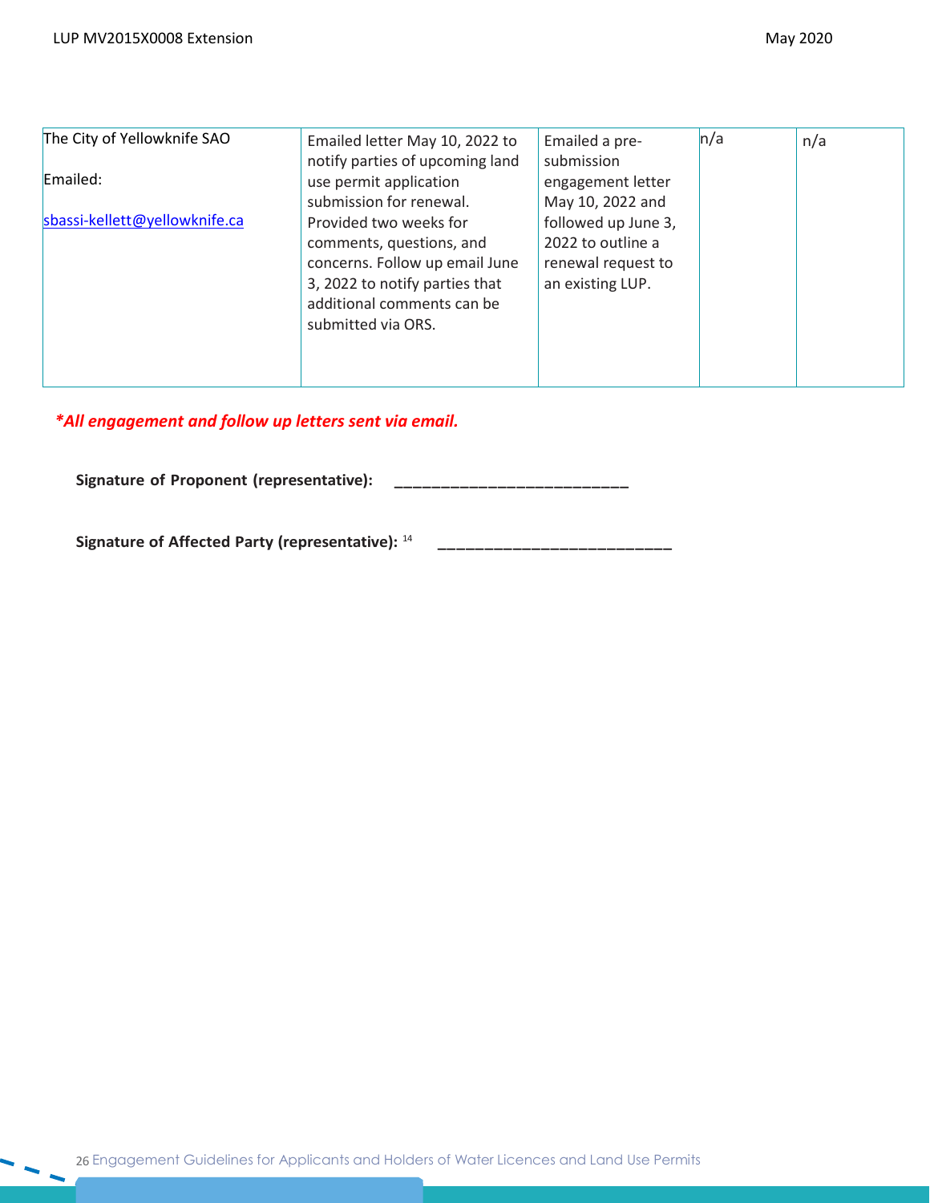| | | | | |
|---|---|---|---|---|
| The City of Yellowknife SAO<br><br>Emailed:<br><br>sbassi-kellett@yellowknife.ca | Emailed letter May 10, 2022 to notify parties of upcoming land use permit application submission for renewal. Provided two weeks for comments, questions, and concerns. Follow up email June 3, 2022 to notify parties that additional comments can be submitted via ORS. | Emailed a pre-submission engagement letter May 10, 2022 and followed up June 3, 2022 to outline a renewal request to an existing LUP. | n/a | n/a |

***All engagement and follow up letters sent via email.***

**Signature of Proponent (representative):** _________________________

**Signature of Affected Party (representative):** [14] _________________________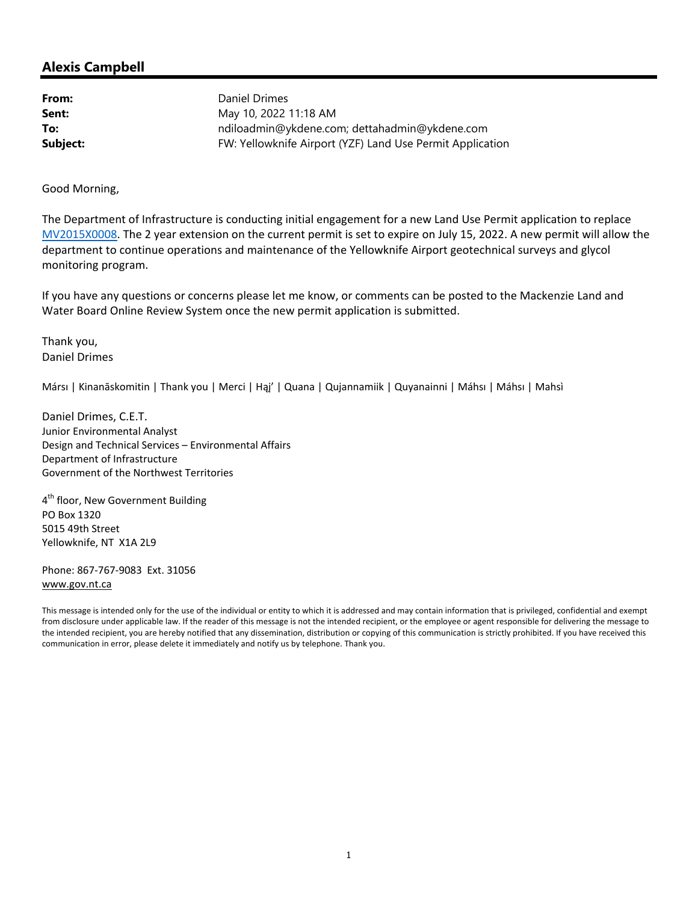## Alexis Campbell

**From:** Daniel Drimes
**Sent:** May 10, 2022 11:18 AM
**To:** ndiloadmin@ykdene.com; dettahadmin@ykdene.com
**Subject:** FW: Yellowknife Airport (YZF) Land Use Permit Application

Good Morning,

The Department of Infrastructure is conducting initial engagement for a new Land Use Permit application to replace MV2015X0008. The 2 year extension on the current permit is set to expire on July 15, 2022. A new permit will allow the department to continue operations and maintenance of the Yellowknife Airport geotechnical surveys and glycol monitoring program.

If you have any questions or concerns please let me know, or comments can be posted to the Mackenzie Land and Water Board Online Review System once the new permit application is submitted.

Thank you,
Daniel Drimes

Mársı | Kinanāskomitin | Thank you | Merci | Hąį' | Quana | Qujannamiik | Quyanainni | Máhsı | Máhsı | Mahsì

Daniel Drimes, C.E.T.
Junior Environmental Analyst
Design and Technical Services – Environmental Affairs
Department of Infrastructure
Government of the Northwest Territories

4th floor, New Government Building
PO Box 1320
5015 49th Street
Yellowknife, NT X1A 2L9

Phone: 867-767-9083 Ext. 31056
www.gov.nt.ca

This message is intended only for the use of the individual or entity to which it is addressed and may contain information that is privileged, confidential and exempt from disclosure under applicable law. If the reader of this message is not the intended recipient, or the employee or agent responsible for delivering the message to the intended recipient, you are hereby notified that any dissemination, distribution or copying of this communication is strictly prohibited. If you have received this communication in error, please delete it immediately and notify us by telephone. Thank you.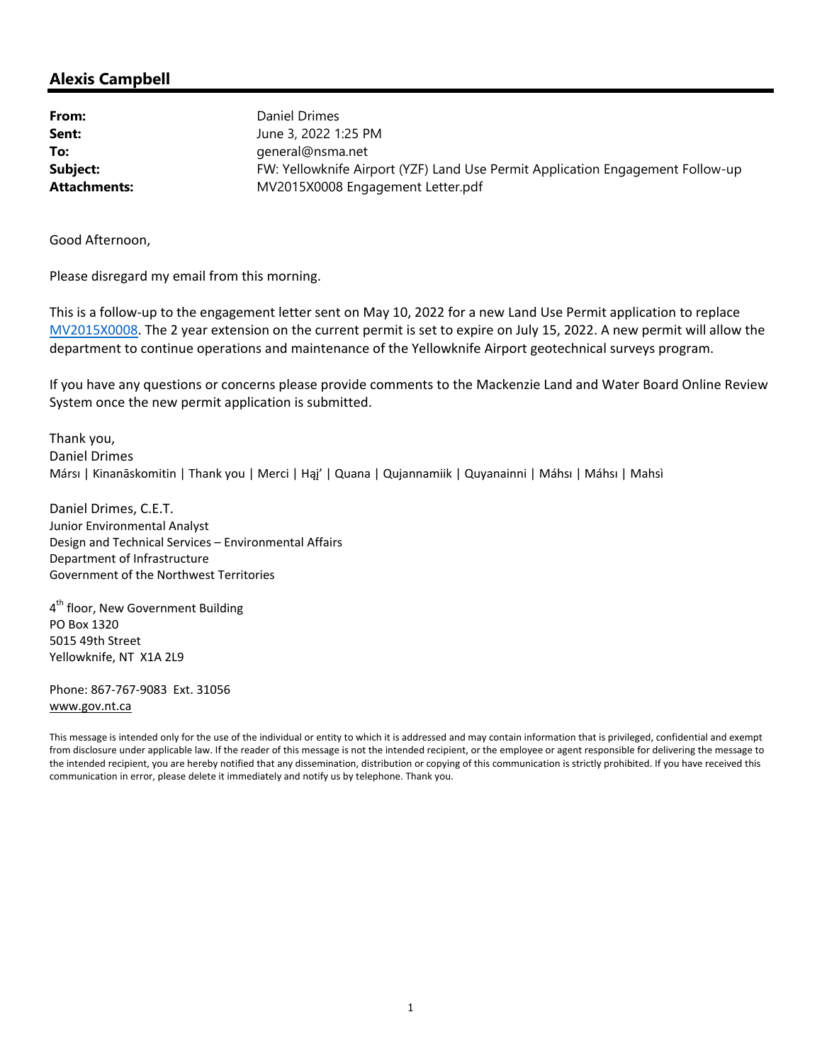## Alexis Campbell

| | |
|---|---|
| **From:** | Daniel Drimes |
| **Sent:** | June 3, 2022 1:25 PM |
| **To:** | general@nsma.net |
| **Subject:** | FW: Yellowknife Airport (YZF) Land Use Permit Application Engagement Follow-up |
| **Attachments:** | MV2015X0008 Engagement Letter.pdf |

Good Afternoon,

Please disregard my email from this morning.

This is a follow-up to the engagement letter sent on May 10, 2022 for a new Land Use Permit application to replace MV2015X0008. The 2 year extension on the current permit is set to expire on July 15, 2022. A new permit will allow the department to continue operations and maintenance of the Yellowknife Airport geotechnical surveys program.

If you have any questions or concerns please provide comments to the Mackenzie Land and Water Board Online Review System once the new permit application is submitted.

Thank you,
Daniel Drimes
Mársı | Kinanāskomitin | Thank you | Merci | Hąį' | Quana | Qujannamiik | Quyanainni | Máhsı | Máhsı | Mahsì

Daniel Drimes, C.E.T.
Junior Environmental Analyst
Design and Technical Services – Environmental Affairs
Department of Infrastructure
Government of the Northwest Territories

4th floor, New Government Building
PO Box 1320
5015 49th Street
Yellowknife, NT X1A 2L9

Phone: 867-767-9083 Ext. 31056
www.gov.nt.ca

This message is intended only for the use of the individual or entity to which it is addressed and may contain information that is privileged, confidential and exempt from disclosure under applicable law. If the reader of this message is not the intended recipient, or the employee or agent responsible for delivering the message to the intended recipient, you are hereby notified that any dissemination, distribution or copying of this communication is strictly prohibited. If you have received this communication in error, please delete it immediately and notify us by telephone. Thank you.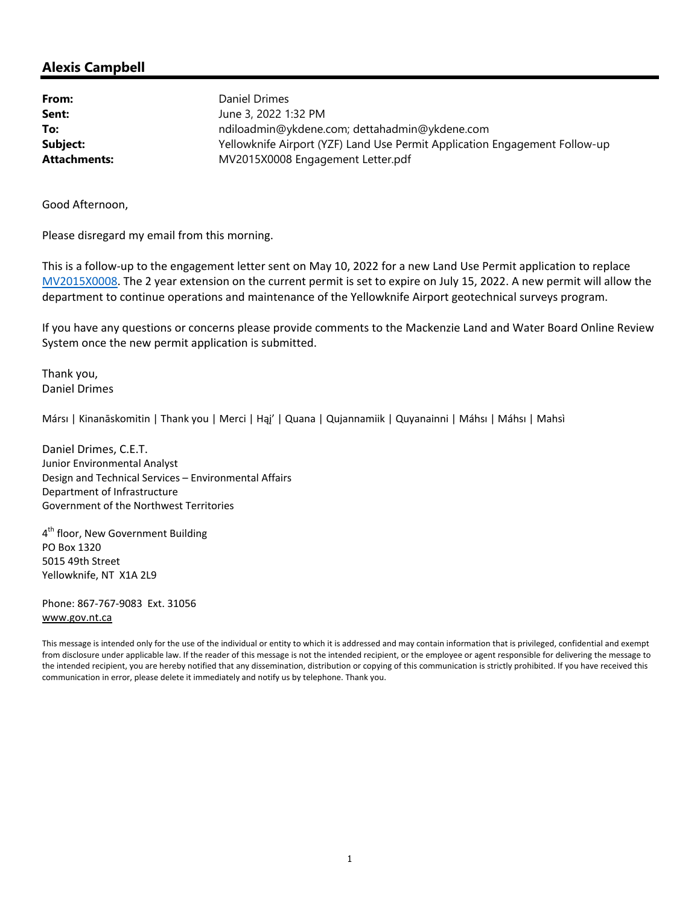## Alexis Campbell

| | |
|---|---|
| **From:** | Daniel Drimes |
| **Sent:** | June 3, 2022 1:32 PM |
| **To:** | ndiloadmin@ykdene.com; dettahadmin@ykdene.com |
| **Subject:** | Yellowknife Airport (YZF) Land Use Permit Application Engagement Follow-up |
| **Attachments:** | MV2015X0008 Engagement Letter.pdf |

Good Afternoon,

Please disregard my email from this morning.

This is a follow-up to the engagement letter sent on May 10, 2022 for a new Land Use Permit application to replace MV2015X0008. The 2 year extension on the current permit is set to expire on July 15, 2022. A new permit will allow the department to continue operations and maintenance of the Yellowknife Airport geotechnical surveys program.

If you have any questions or concerns please provide comments to the Mackenzie Land and Water Board Online Review System once the new permit application is submitted.

Thank you,
Daniel Drimes

Mársı | Kinanāskomitin | Thank you | Merci | Hąį' | Quana | Qujannamiik | Quyanainni | Máhsı | Máhsı | Mahsì

Daniel Drimes, C.E.T.
Junior Environmental Analyst
Design and Technical Services – Environmental Affairs
Department of Infrastructure
Government of the Northwest Territories

4th floor, New Government Building
PO Box 1320
5015 49th Street
Yellowknife, NT X1A 2L9

Phone: 867-767-9083 Ext. 31056
www.gov.nt.ca

This message is intended only for the use of the individual or entity to which it is addressed and may contain information that is privileged, confidential and exempt from disclosure under applicable law. If the reader of this message is not the intended recipient, or the employee or agent responsible for delivering the message to the intended recipient, you are hereby notified that any dissemination, distribution or copying of this communication is strictly prohibited. If you have received this communication in error, please delete it immediately and notify us by telephone. Thank you.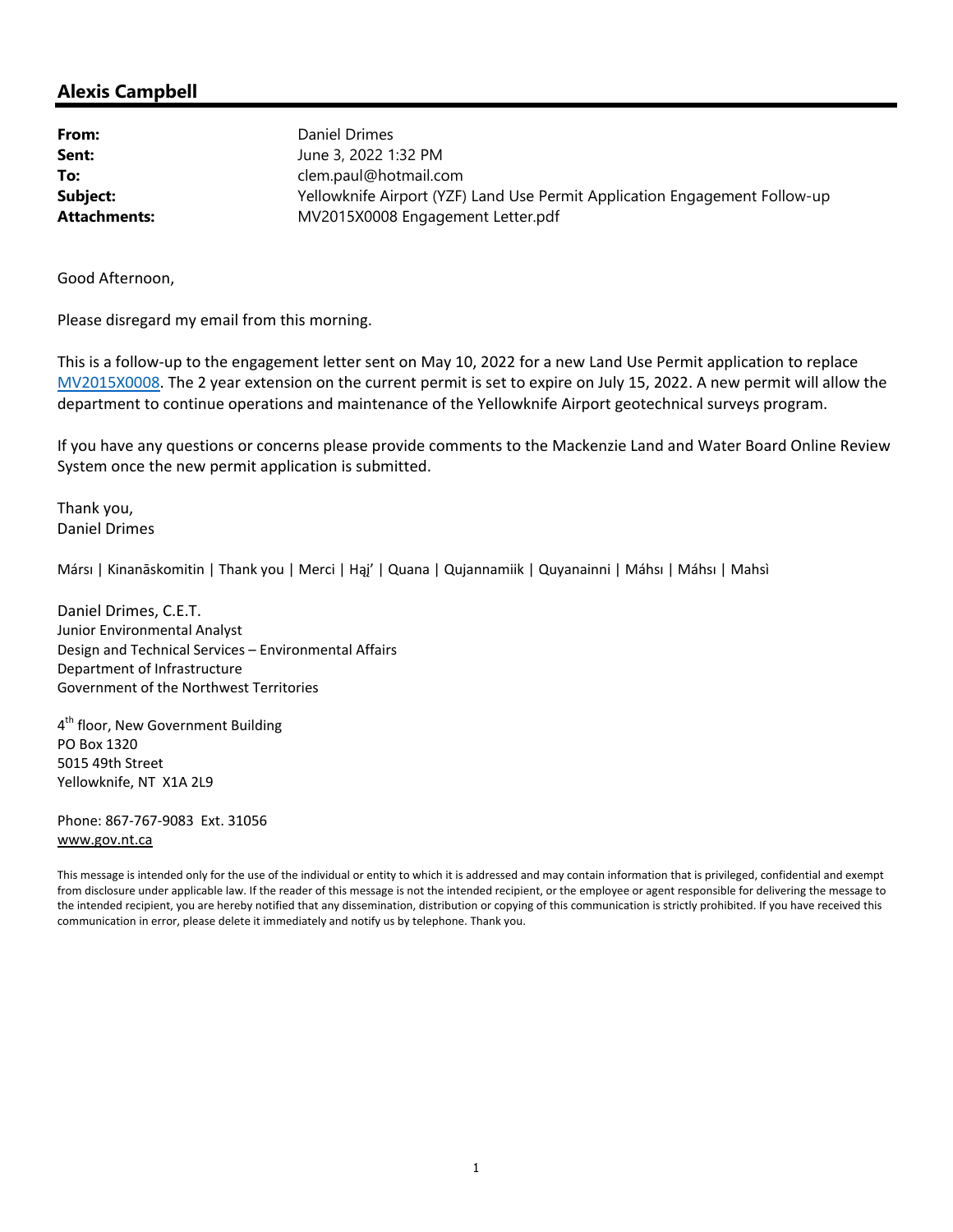## Alexis Campbell

| | |
|---|---|
| **From:** | Daniel Drimes |
| **Sent:** | June 3, 2022 1:32 PM |
| **To:** | clem.paul@hotmail.com |
| **Subject:** | Yellowknife Airport (YZF) Land Use Permit Application Engagement Follow-up |
| **Attachments:** | MV2015X0008 Engagement Letter.pdf |

Good Afternoon,

Please disregard my email from this morning.

This is a follow-up to the engagement letter sent on May 10, 2022 for a new Land Use Permit application to replace MV2015X0008. The 2 year extension on the current permit is set to expire on July 15, 2022. A new permit will allow the department to continue operations and maintenance of the Yellowknife Airport geotechnical surveys program.

If you have any questions or concerns please provide comments to the Mackenzie Land and Water Board Online Review System once the new permit application is submitted.

Thank you,
Daniel Drimes

Mársı | Kinanāskomitin | Thank you | Merci | Hąį' | Quana | Qujannamiik | Quyanainni | Máhsı | Máhsı | Mahsì

Daniel Drimes, C.E.T.
Junior Environmental Analyst
Design and Technical Services – Environmental Affairs
Department of Infrastructure
Government of the Northwest Territories

4th floor, New Government Building
PO Box 1320
5015 49th Street
Yellowknife, NT X1A 2L9

Phone: 867-767-9083 Ext. 31056
www.gov.nt.ca

This message is intended only for the use of the individual or entity to which it is addressed and may contain information that is privileged, confidential and exempt from disclosure under applicable law. If the reader of this message is not the intended recipient, or the employee or agent responsible for delivering the message to the intended recipient, you are hereby notified that any dissemination, distribution or copying of this communication is strictly prohibited. If you have received this communication in error, please delete it immediately and notify us by telephone. Thank you.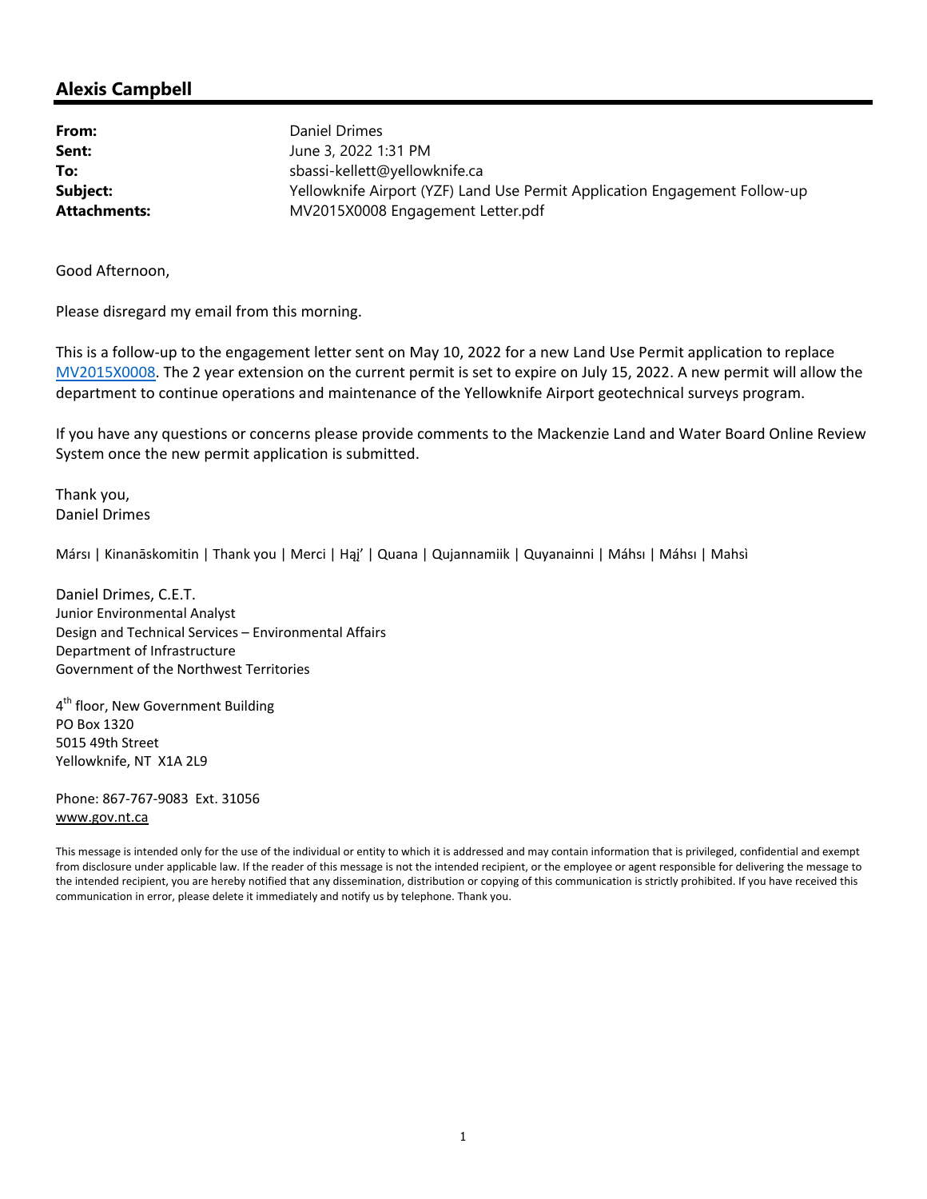## Alexis Campbell

| | |
|---|---|
| **From:** | Daniel Drimes |
| **Sent:** | June 3, 2022 1:31 PM |
| **To:** | sbassi-kellett@yellowknife.ca |
| **Subject:** | Yellowknife Airport (YZF) Land Use Permit Application Engagement Follow-up |
| **Attachments:** | MV2015X0008 Engagement Letter.pdf |

Good Afternoon,

Please disregard my email from this morning.

This is a follow-up to the engagement letter sent on May 10, 2022 for a new Land Use Permit application to replace MV2015X0008. The 2 year extension on the current permit is set to expire on July 15, 2022. A new permit will allow the department to continue operations and maintenance of the Yellowknife Airport geotechnical surveys program.

If you have any questions or concerns please provide comments to the Mackenzie Land and Water Board Online Review System once the new permit application is submitted.

Thank you,
Daniel Drimes

Mársı | Kinanāskomitin | Thank you | Merci | Hąį' | Quana | Qujannamiik | Quyanainni | Máhsı | Máhsı | Mahsì

Daniel Drimes, C.E.T.
Junior Environmental Analyst
Design and Technical Services – Environmental Affairs
Department of Infrastructure
Government of the Northwest Territories

4th floor, New Government Building
PO Box 1320
5015 49th Street
Yellowknife, NT X1A 2L9

Phone: 867-767-9083 Ext. 31056
www.gov.nt.ca

This message is intended only for the use of the individual or entity to which it is addressed and may contain information that is privileged, confidential and exempt from disclosure under applicable law. If the reader of this message is not the intended recipient, or the employee or agent responsible for delivering the message to the intended recipient, you are hereby notified that any dissemination, distribution or copying of this communication is strictly prohibited. If you have received this communication in error, please delete it immediately and notify us by telephone. Thank you.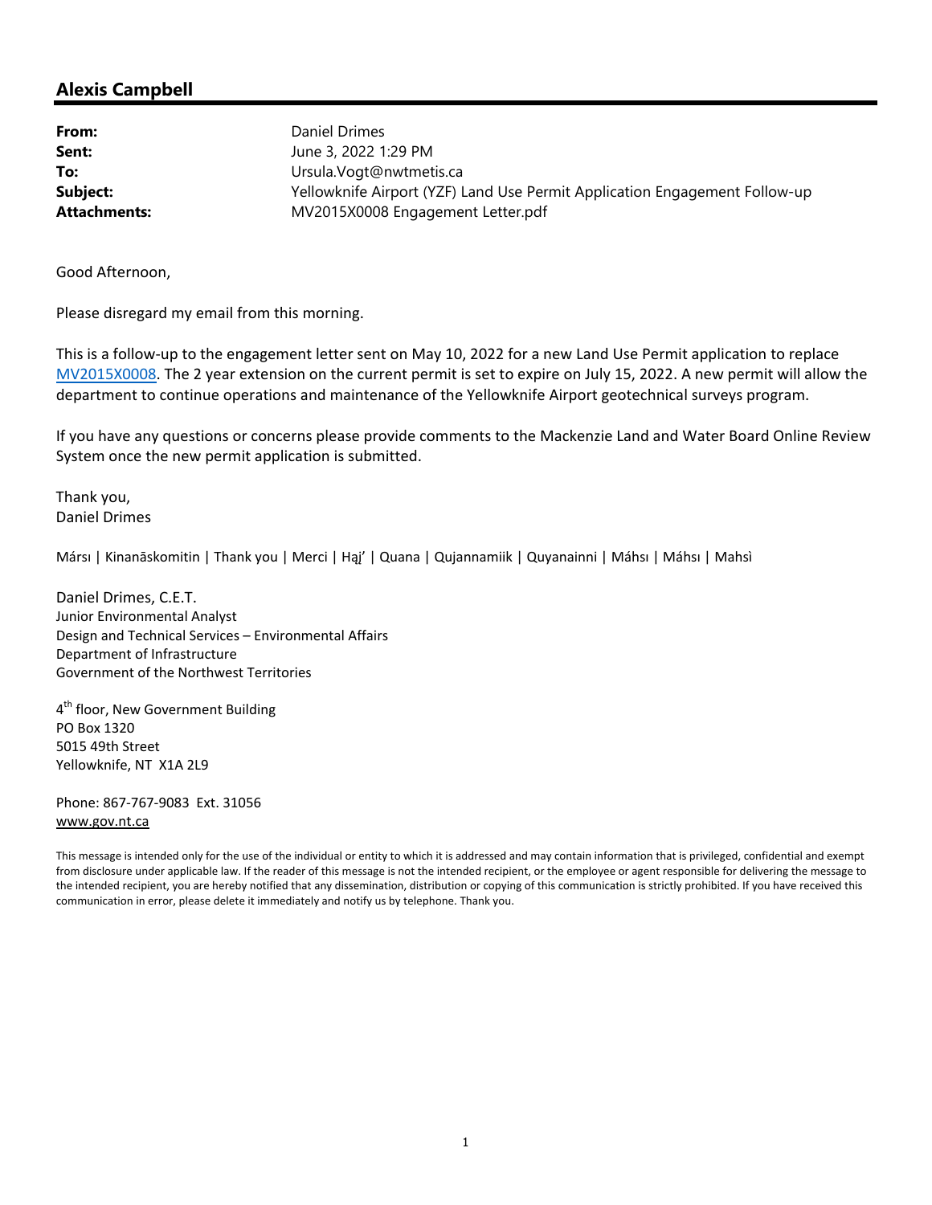## Alexis Campbell

| | |
|---|---|
| **From:** | Daniel Drimes |
| **Sent:** | June 3, 2022 1:29 PM |
| **To:** | Ursula.Vogt@nwtmetis.ca |
| **Subject:** | Yellowknife Airport (YZF) Land Use Permit Application Engagement Follow-up |
| **Attachments:** | MV2015X0008 Engagement Letter.pdf |

Good Afternoon,

Please disregard my email from this morning.

This is a follow-up to the engagement letter sent on May 10, 2022 for a new Land Use Permit application to replace MV2015X0008. The 2 year extension on the current permit is set to expire on July 15, 2022. A new permit will allow the department to continue operations and maintenance of the Yellowknife Airport geotechnical surveys program.

If you have any questions or concerns please provide comments to the Mackenzie Land and Water Board Online Review System once the new permit application is submitted.

Thank you,
Daniel Drimes

Mársı | Kinanāskomitin | Thank you | Merci | Hąį' | Quana | Qujannamiik | Quyanainni | Máhsı | Máhsı | Mahsì

Daniel Drimes, C.E.T.
Junior Environmental Analyst
Design and Technical Services – Environmental Affairs
Department of Infrastructure
Government of the Northwest Territories

4th floor, New Government Building
PO Box 1320
5015 49th Street
Yellowknife, NT X1A 2L9

Phone: 867-767-9083 Ext. 31056
www.gov.nt.ca

This message is intended only for the use of the individual or entity to which it is addressed and may contain information that is privileged, confidential and exempt from disclosure under applicable law. If the reader of this message is not the intended recipient, or the employee or agent responsible for delivering the message to the intended recipient, you are hereby notified that any dissemination, distribution or copying of this communication is strictly prohibited. If you have received this communication in error, please delete it immediately and notify us by telephone. Thank you.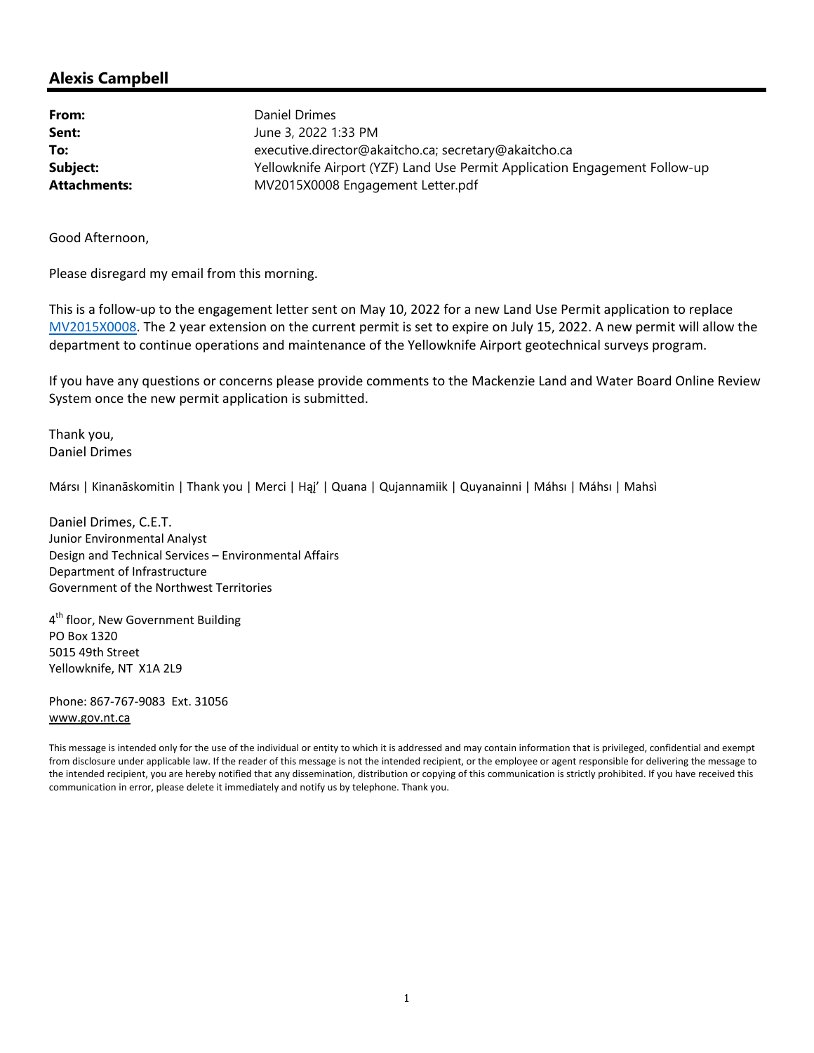## Alexis Campbell

| | |
|---|---|
| **From:** | Daniel Drimes |
| **Sent:** | June 3, 2022 1:33 PM |
| **To:** | executive.director@akaitcho.ca; secretary@akaitcho.ca |
| **Subject:** | Yellowknife Airport (YZF) Land Use Permit Application Engagement Follow-up |
| **Attachments:** | MV2015X0008 Engagement Letter.pdf |

Good Afternoon,

Please disregard my email from this morning.

This is a follow-up to the engagement letter sent on May 10, 2022 for a new Land Use Permit application to replace MV2015X0008. The 2 year extension on the current permit is set to expire on July 15, 2022. A new permit will allow the department to continue operations and maintenance of the Yellowknife Airport geotechnical surveys program.

If you have any questions or concerns please provide comments to the Mackenzie Land and Water Board Online Review System once the new permit application is submitted.

Thank you,
Daniel Drimes

Mársı | Kinanāskomitin | Thank you | Merci | Hąį' | Quana | Qujannamiik | Quyanainni | Máhsı | Máhsı | Mahsì

Daniel Drimes, C.E.T.
Junior Environmental Analyst
Design and Technical Services – Environmental Affairs
Department of Infrastructure
Government of the Northwest Territories

4th floor, New Government Building
PO Box 1320
5015 49th Street
Yellowknife, NT X1A 2L9

Phone: 867-767-9083 Ext. 31056
www.gov.nt.ca

This message is intended only for the use of the individual or entity to which it is addressed and may contain information that is privileged, confidential and exempt from disclosure under applicable law. If the reader of this message is not the intended recipient, or the employee or agent responsible for delivering the message to the intended recipient, you are hereby notified that any dissemination, distribution or copying of this communication is strictly prohibited. If you have received this communication in error, please delete it immediately and notify us by telephone. Thank you.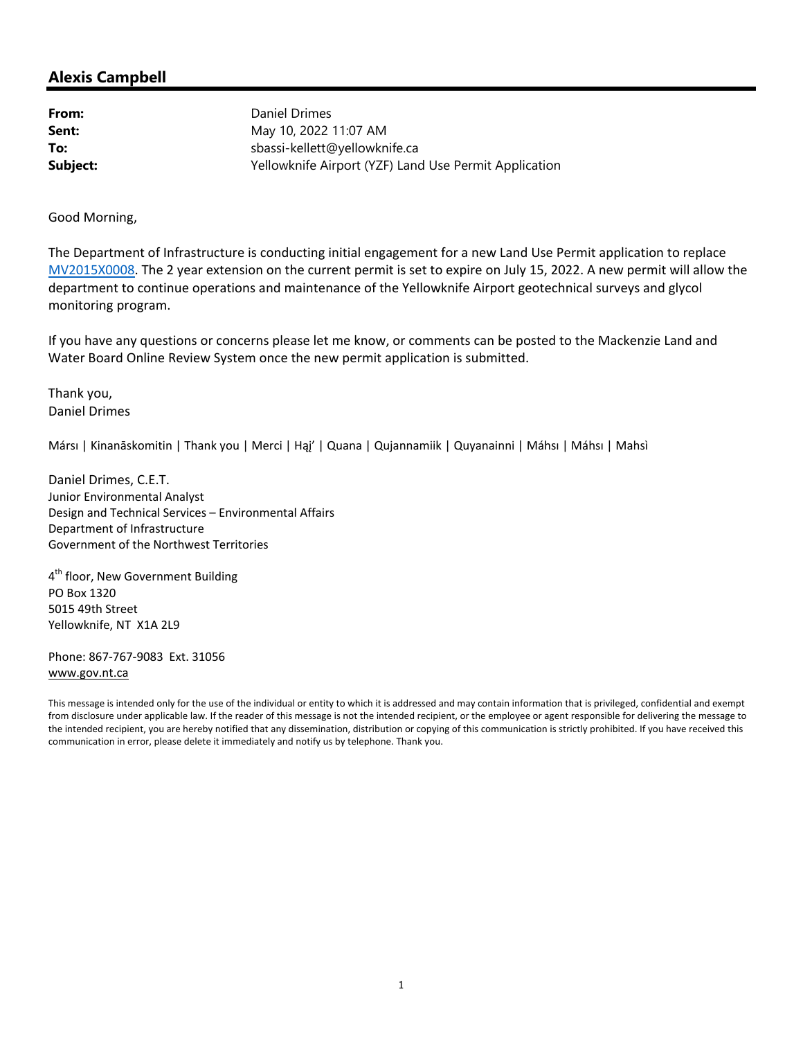## Alexis Campbell

| | |
|---|---|
| **From:** | Daniel Drimes |
| **Sent:** | May 10, 2022 11:07 AM |
| **To:** | sbassi-kellett@yellowknife.ca |
| **Subject:** | Yellowknife Airport (YZF) Land Use Permit Application |

Good Morning,

The Department of Infrastructure is conducting initial engagement for a new Land Use Permit application to replace MV2015X0008. The 2 year extension on the current permit is set to expire on July 15, 2022. A new permit will allow the department to continue operations and maintenance of the Yellowknife Airport geotechnical surveys and glycol monitoring program.

If you have any questions or concerns please let me know, or comments can be posted to the Mackenzie Land and Water Board Online Review System once the new permit application is submitted.

Thank you,
Daniel Drimes

Mársı | Kinanāskomitin | Thank you | Merci | Hąį’ | Quana | Qujannamiik | Quyanainni | Máhsı | Máhsı | Mahsì

Daniel Drimes, C.E.T.
Junior Environmental Analyst
Design and Technical Services – Environmental Affairs
Department of Infrastructure
Government of the Northwest Territories

4th floor, New Government Building
PO Box 1320
5015 49th Street
Yellowknife, NT X1A 2L9

Phone: 867-767-9083 Ext. 31056
www.gov.nt.ca

This message is intended only for the use of the individual or entity to which it is addressed and may contain information that is privileged, confidential and exempt from disclosure under applicable law. If the reader of this message is not the intended recipient, or the employee or agent responsible for delivering the message to the intended recipient, you are hereby notified that any dissemination, distribution or copying of this communication is strictly prohibited. If you have received this communication in error, please delete it immediately and notify us by telephone. Thank you.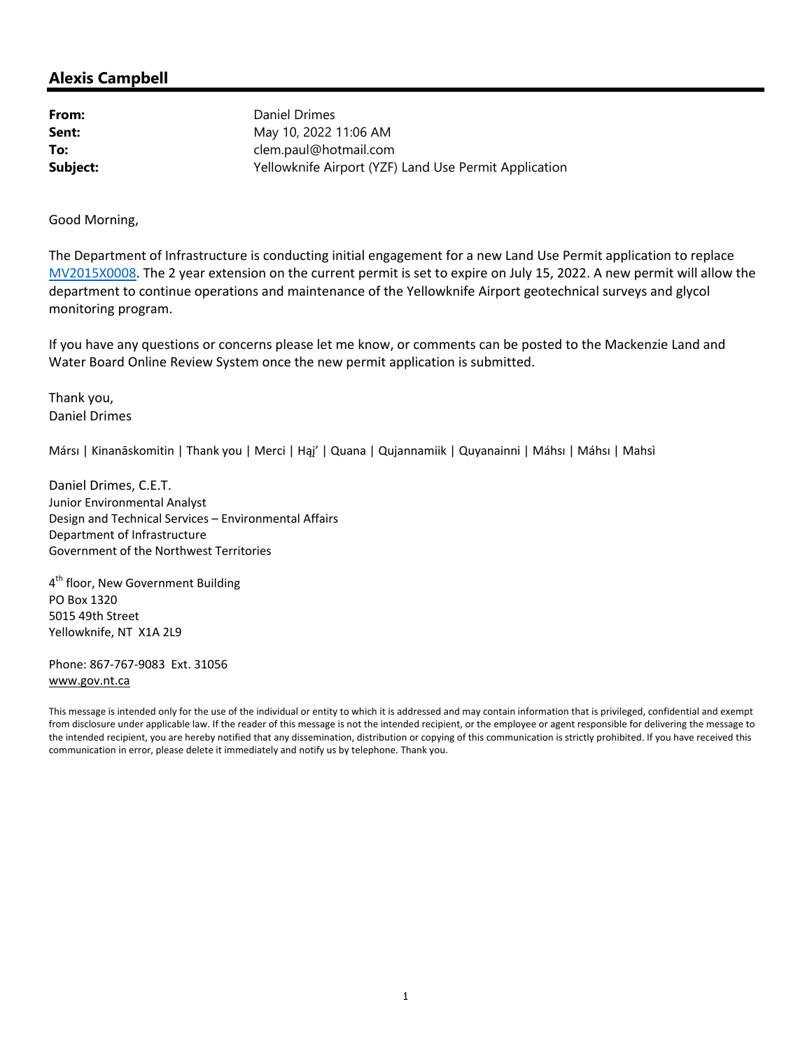## Alexis Campbell

**From:** Daniel Drimes
**Sent:** May 10, 2022 11:06 AM
**To:** clem.paul@hotmail.com
**Subject:** Yellowknife Airport (YZF) Land Use Permit Application

Good Morning,

The Department of Infrastructure is conducting initial engagement for a new Land Use Permit application to replace MV2015X0008. The 2 year extension on the current permit is set to expire on July 15, 2022. A new permit will allow the department to continue operations and maintenance of the Yellowknife Airport geotechnical surveys and glycol monitoring program.

If you have any questions or concerns please let me know, or comments can be posted to the Mackenzie Land and Water Board Online Review System once the new permit application is submitted.

Thank you,
Daniel Drimes

Mársı | Kinanāskomitin | Thank you | Merci | Hąį' | Quana | Qujannamiik | Quyanainni | Máhsı | Máhsı | Mahsì

Daniel Drimes, C.E.T.
Junior Environmental Analyst
Design and Technical Services – Environmental Affairs
Department of Infrastructure
Government of the Northwest Territories

4th floor, New Government Building
PO Box 1320
5015 49th Street
Yellowknife, NT X1A 2L9

Phone: 867-767-9083 Ext. 31056
www.gov.nt.ca

This message is intended only for the use of the individual or entity to which it is addressed and may contain information that is privileged, confidential and exempt from disclosure under applicable law. If the reader of this message is not the intended recipient, or the employee or agent responsible for delivering the message to the intended recipient, you are hereby notified that any dissemination, distribution or copying of this communication is strictly prohibited. If you have received this communication in error, please delete it immediately and notify us by telephone. Thank you.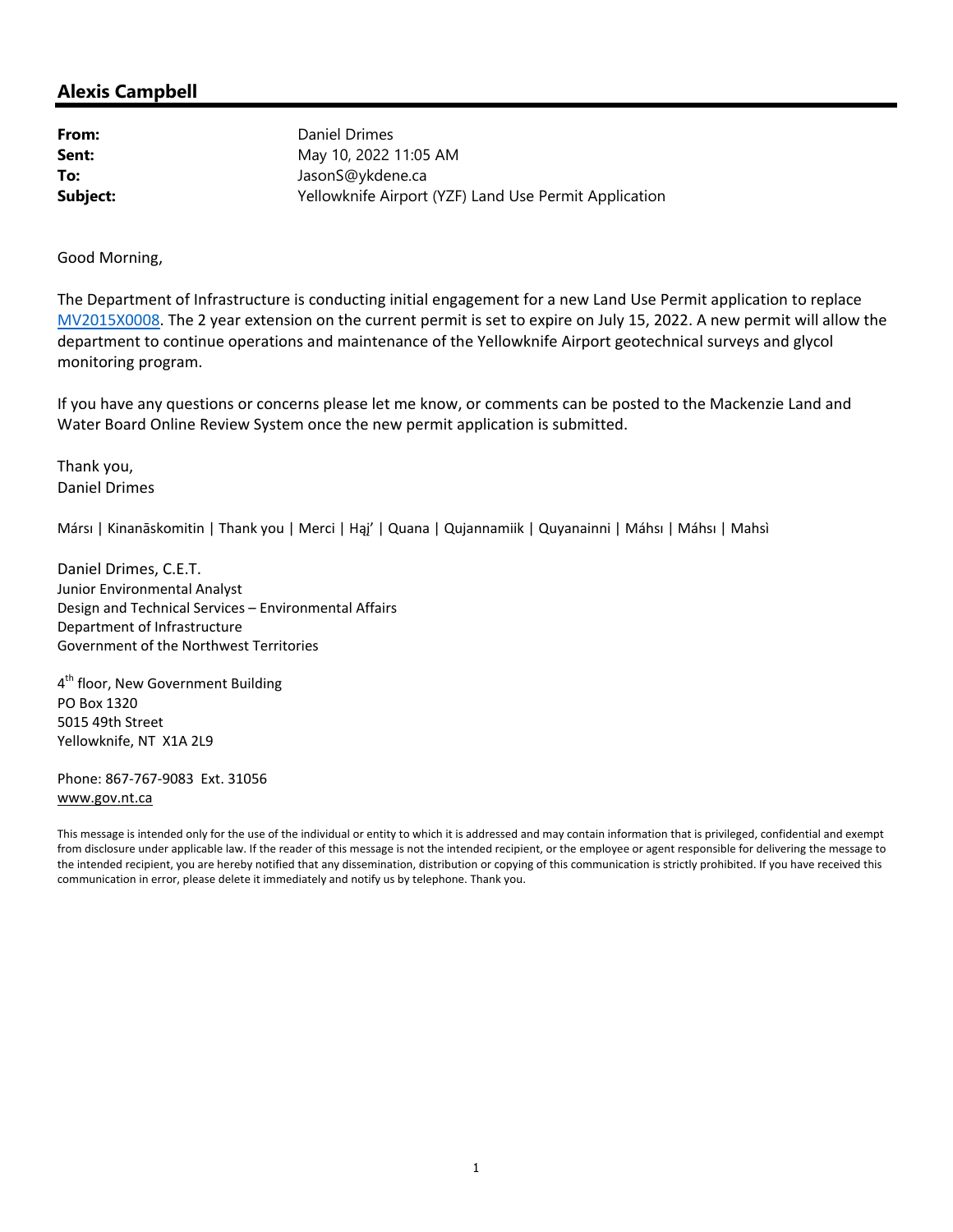## Alexis Campbell

| | |
|---|---|
| **From:** | Daniel Drimes |
| **Sent:** | May 10, 2022 11:05 AM |
| **To:** | JasonS@ykdene.ca |
| **Subject:** | Yellowknife Airport (YZF) Land Use Permit Application |

Good Morning,

The Department of Infrastructure is conducting initial engagement for a new Land Use Permit application to replace MV2015X0008. The 2 year extension on the current permit is set to expire on July 15, 2022. A new permit will allow the department to continue operations and maintenance of the Yellowknife Airport geotechnical surveys and glycol monitoring program.

If you have any questions or concerns please let me know, or comments can be posted to the Mackenzie Land and Water Board Online Review System once the new permit application is submitted.

Thank you,
Daniel Drimes

Mársı | Kinanāskomitin | Thank you | Merci | Hąį' | Quana | Qujannamiik | Quyanainni | Máhsı | Máhsı | Mahsì

Daniel Drimes, C.E.T.
Junior Environmental Analyst
Design and Technical Services – Environmental Affairs
Department of Infrastructure
Government of the Northwest Territories

4th floor, New Government Building
PO Box 1320
5015 49th Street
Yellowknife, NT X1A 2L9

Phone: 867-767-9083 Ext. 31056
www.gov.nt.ca

This message is intended only for the use of the individual or entity to which it is addressed and may contain information that is privileged, confidential and exempt from disclosure under applicable law. If the reader of this message is not the intended recipient, or the employee or agent responsible for delivering the message to the intended recipient, you are hereby notified that any dissemination, distribution or copying of this communication is strictly prohibited. If you have received this communication in error, please delete it immediately and notify us by telephone. Thank you.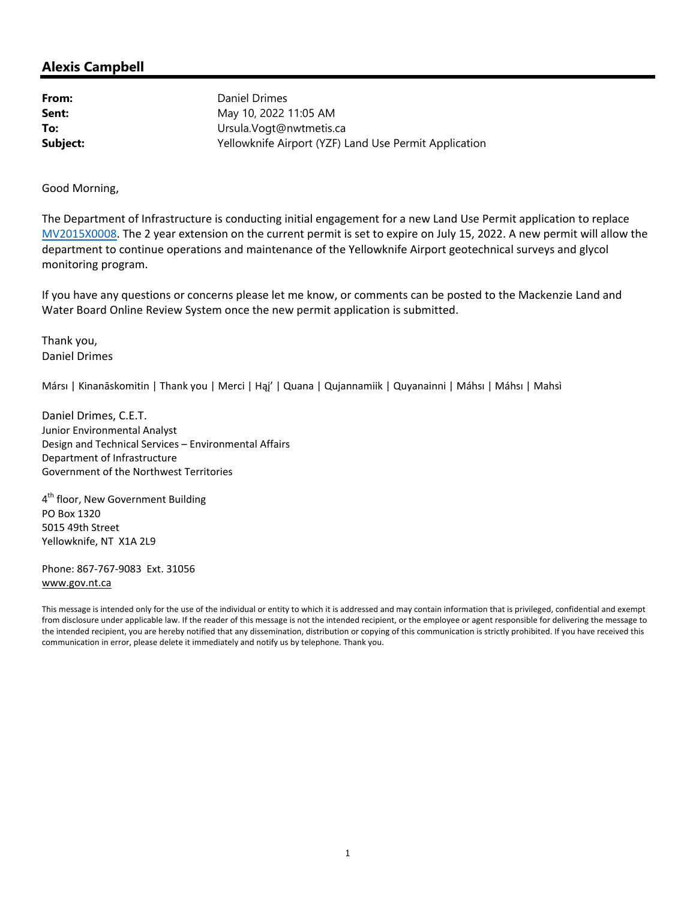## Alexis Campbell

**From:** Daniel Drimes
**Sent:** May 10, 2022 11:05 AM
**To:** Ursula.Vogt@nwtmetis.ca
**Subject:** Yellowknife Airport (YZF) Land Use Permit Application

Good Morning,

The Department of Infrastructure is conducting initial engagement for a new Land Use Permit application to replace MV2015X0008. The 2 year extension on the current permit is set to expire on July 15, 2022. A new permit will allow the department to continue operations and maintenance of the Yellowknife Airport geotechnical surveys and glycol monitoring program.

If you have any questions or concerns please let me know, or comments can be posted to the Mackenzie Land and Water Board Online Review System once the new permit application is submitted.

Thank you,
Daniel Drimes

Mársı | Kinanāskomitin | Thank you | Merci | Hąį' | Quana | Qujannamiik | Quyanainni | Máhsı | Máhsı | Mahsì

Daniel Drimes, C.E.T.
Junior Environmental Analyst
Design and Technical Services – Environmental Affairs
Department of Infrastructure
Government of the Northwest Territories

4th floor, New Government Building
PO Box 1320
5015 49th Street
Yellowknife, NT X1A 2L9

Phone: 867-767-9083 Ext. 31056
www.gov.nt.ca

This message is intended only for the use of the individual or entity to which it is addressed and may contain information that is privileged, confidential and exempt from disclosure under applicable law. If the reader of this message is not the intended recipient, or the employee or agent responsible for delivering the message to the intended recipient, you are hereby notified that any dissemination, distribution or copying of this communication is strictly prohibited. If you have received this communication in error, please delete it immediately and notify us by telephone. Thank you.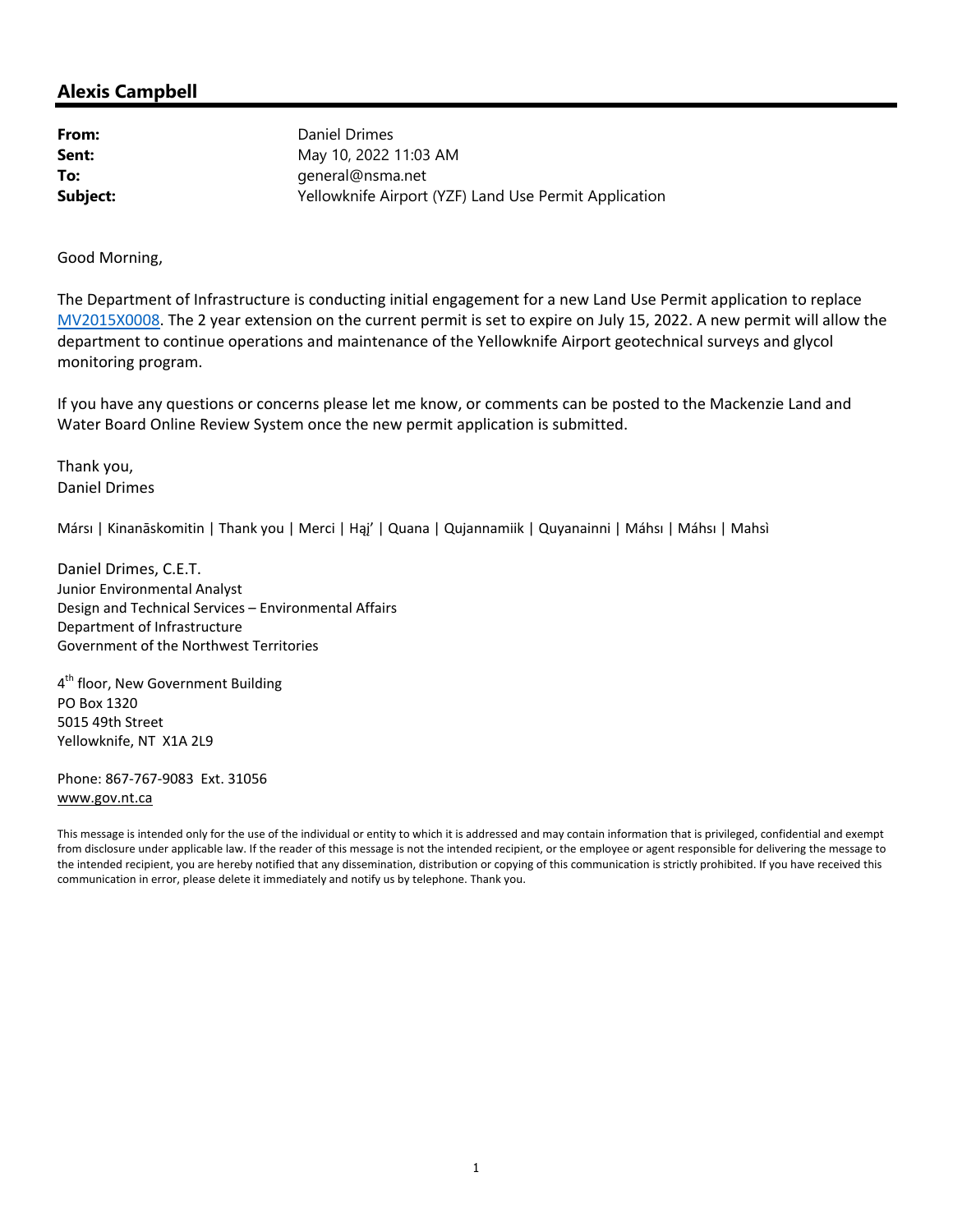## Alexis Campbell

**From:** Daniel Drimes
**Sent:** May 10, 2022 11:03 AM
**To:** general@nsma.net
**Subject:** Yellowknife Airport (YZF) Land Use Permit Application

Good Morning,

The Department of Infrastructure is conducting initial engagement for a new Land Use Permit application to replace MV2015X0008. The 2 year extension on the current permit is set to expire on July 15, 2022. A new permit will allow the department to continue operations and maintenance of the Yellowknife Airport geotechnical surveys and glycol monitoring program.

If you have any questions or concerns please let me know, or comments can be posted to the Mackenzie Land and Water Board Online Review System once the new permit application is submitted.

Thank you,
Daniel Drimes

Mársı | Kinanāskomitin | Thank you | Merci | Hąį' | Quana | Qujannamiik | Quyanainni | Máhsı | Máhsı | Mahsì

Daniel Drimes, C.E.T.
Junior Environmental Analyst
Design and Technical Services – Environmental Affairs
Department of Infrastructure
Government of the Northwest Territories

4th floor, New Government Building
PO Box 1320
5015 49th Street
Yellowknife, NT X1A 2L9

Phone: 867-767-9083 Ext. 31056
www.gov.nt.ca

This message is intended only for the use of the individual or entity to which it is addressed and may contain information that is privileged, confidential and exempt from disclosure under applicable law. If the reader of this message is not the intended recipient, or the employee or agent responsible for delivering the message to the intended recipient, you are hereby notified that any dissemination, distribution or copying of this communication is strictly prohibited. If you have received this communication in error, please delete it immediately and notify us by telephone. Thank you.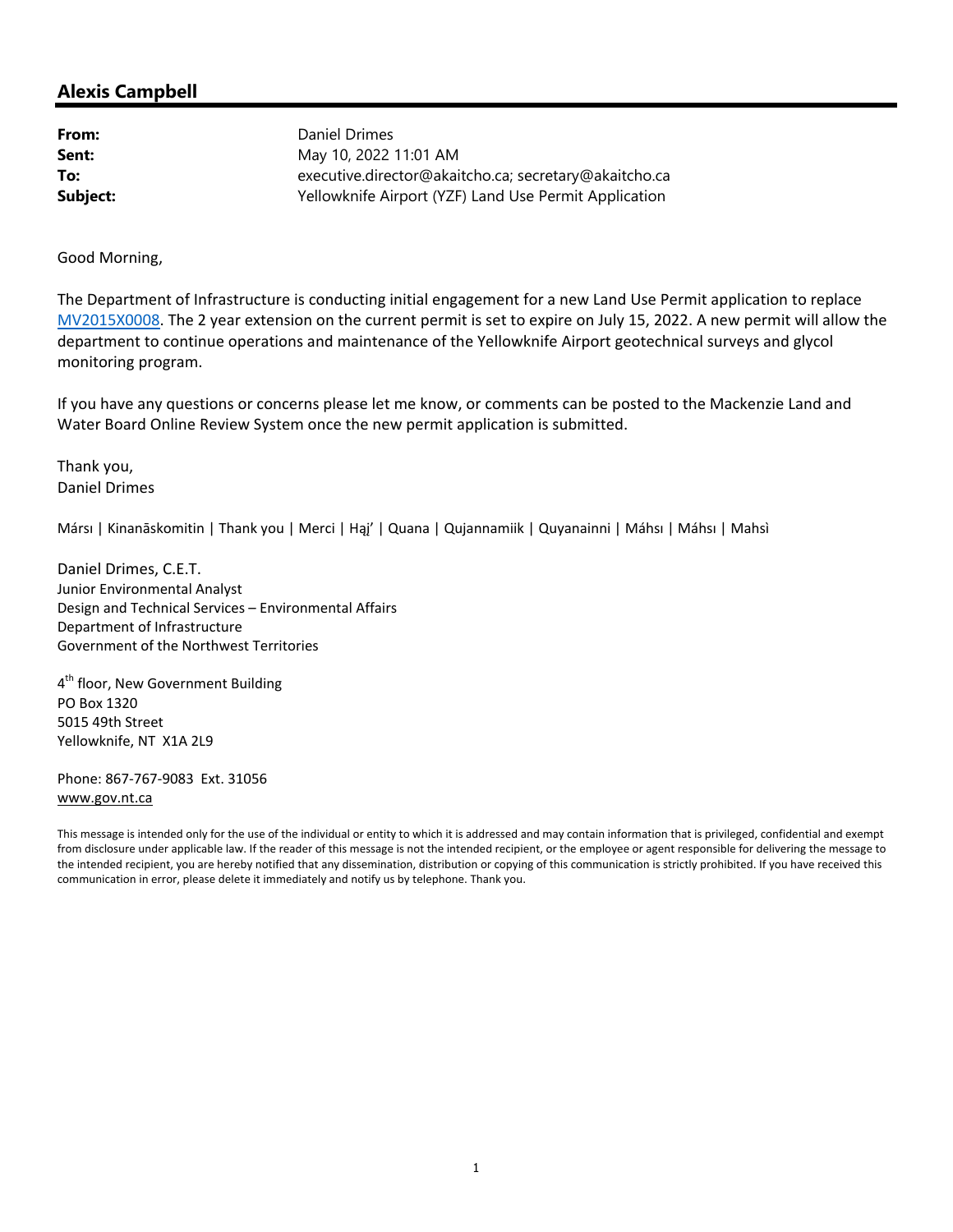# Alexis Campbell

| | |
|---|---|
| **From:** | Daniel Drimes |
| **Sent:** | May 10, 2022 11:01 AM |
| **To:** | executive.director@akaitcho.ca; secretary@akaitcho.ca |
| **Subject:** | Yellowknife Airport (YZF) Land Use Permit Application |

Good Morning,

The Department of Infrastructure is conducting initial engagement for a new Land Use Permit application to replace MV2015X0008. The 2 year extension on the current permit is set to expire on July 15, 2022. A new permit will allow the department to continue operations and maintenance of the Yellowknife Airport geotechnical surveys and glycol monitoring program.

If you have any questions or concerns please let me know, or comments can be posted to the Mackenzie Land and Water Board Online Review System once the new permit application is submitted.

Thank you,
Daniel Drimes

Mársı | Kinanāskomitin | Thank you | Merci | Hąį' | Quana | Qujannamiik | Quyanainni | Máhsı | Máhsı | Mahsì

Daniel Drimes, C.E.T.
Junior Environmental Analyst
Design and Technical Services – Environmental Affairs
Department of Infrastructure
Government of the Northwest Territories

4th floor, New Government Building
PO Box 1320
5015 49th Street
Yellowknife, NT X1A 2L9

Phone: 867-767-9083 Ext. 31056
www.gov.nt.ca

This message is intended only for the use of the individual or entity to which it is addressed and may contain information that is privileged, confidential and exempt from disclosure under applicable law. If the reader of this message is not the intended recipient, or the employee or agent responsible for delivering the message to the intended recipient, you are hereby notified that any dissemination, distribution or copying of this communication is strictly prohibited. If you have received this communication in error, please delete it immediately and notify us by telephone. Thank you.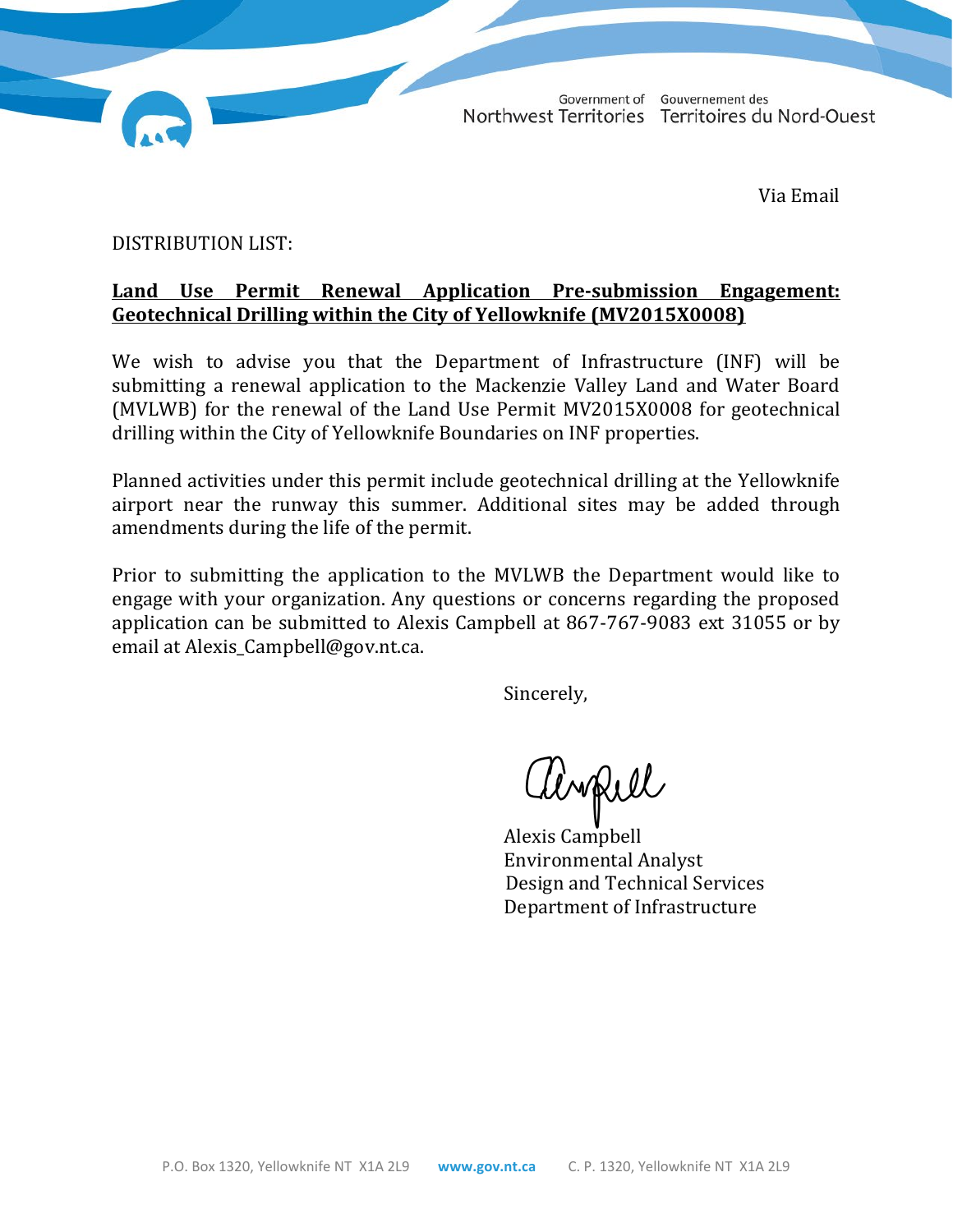Government of Northwest Territories   Gouvernement des Territoires du Nord-Ouest

Via Email

DISTRIBUTION LIST:

**Land Use Permit Renewal Application Pre-submission Engagement: Geotechnical Drilling within the City of Yellowknife (MV2015X0008)**

We wish to advise you that the Department of Infrastructure (INF) will be submitting a renewal application to the Mackenzie Valley Land and Water Board (MVLWB) for the renewal of the Land Use Permit MV2015X0008 for geotechnical drilling within the City of Yellowknife Boundaries on INF properties.

Planned activities under this permit include geotechnical drilling at the Yellowknife airport near the runway this summer. Additional sites may be added through amendments during the life of the permit.

Prior to submitting the application to the MVLWB the Department would like to engage with your organization. Any questions or concerns regarding the proposed application can be submitted to Alexis Campbell at 867-767-9083 ext 31055 or by email at Alexis_Campbell@gov.nt.ca.

Sincerely,

Alexis Campbell
Environmental Analyst
Design and Technical Services
Department of Infrastructure

P.O. Box 1320, Yellowknife NT X1A 2L9   www.gov.nt.ca   C. P. 1320, Yellowknife NT X1A 2L9